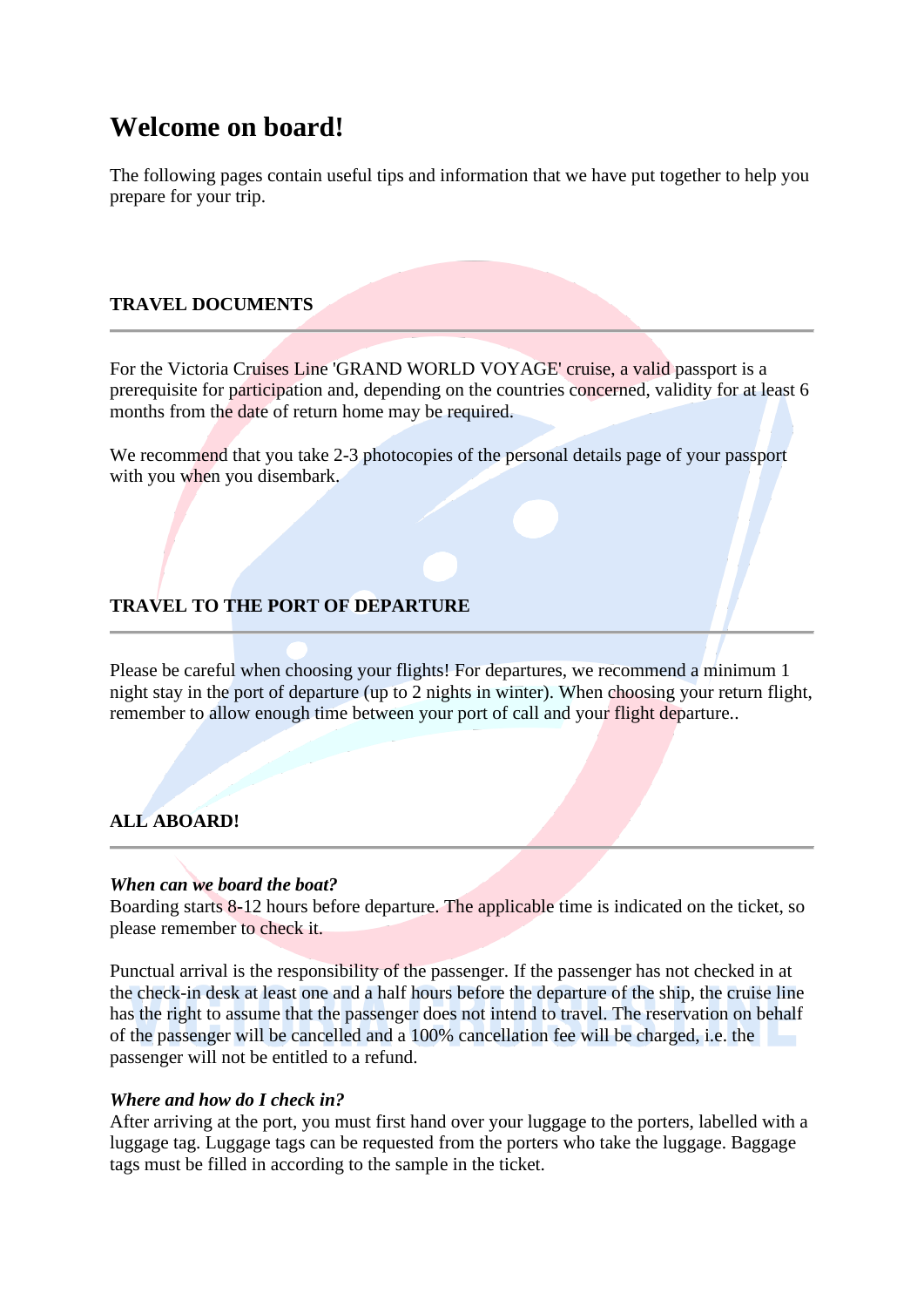# Welcome on board!

The following pages contain useful tips and information that we have put together to help you prepare for your trip.

## TRAVEL DOCUMENTS

For the Victoria Cruises Line 'GRAND WORLD VOYAGE' cruise, a valid passport is a prerequisite for participation and, depending on the countries concerned, validity for at least 6 months from the date of return home may be required.

We recommend that you take 2-3 photocopies of the personal details page of your passport with you when you disembark.

## TRAVEL TO THE PORT OF DEPARTURE

Please be careful when choosing your flights! For departures, we recommend a minimum 1 night stay in the port of departure (up to 2 nights in winter). When choosing your return flight, remember to allow enough time between your port of call and your flight departure..

## ALL ABOARD!

***When can we board the boat?***
Boarding starts 8-12 hours before departure. The applicable time is indicated on the ticket, so please remember to check it.

Punctual arrival is the responsibility of the passenger. If the passenger has not checked in at the check-in desk at least one and a half hours before the departure of the ship, the cruise line has the right to assume that the passenger does not intend to travel. The reservation on behalf of the passenger will be cancelled and a 100% cancellation fee will be charged, i.e. the passenger will not be entitled to a refund.

***Where and how do I check in?***
After arriving at the port, you must first hand over your luggage to the porters, labelled with a luggage tag. Luggage tags can be requested from the porters who take the luggage. Baggage tags must be filled in according to the sample in the ticket.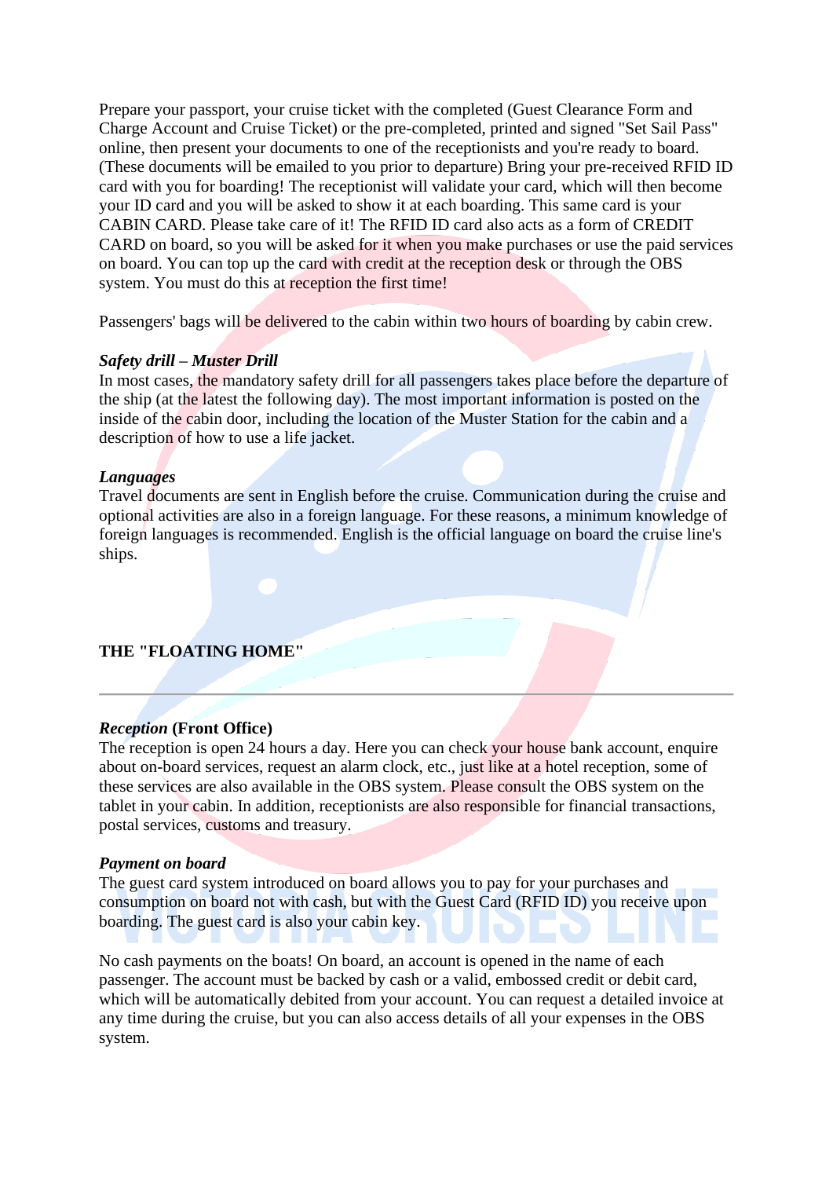Prepare your passport, your cruise ticket with the completed (Guest Clearance Form and Charge Account and Cruise Ticket) or the pre-completed, printed and signed "Set Sail Pass" online, then present your documents to one of the receptionists and you're ready to board. (These documents will be emailed to you prior to departure) Bring your pre-received RFID ID card with you for boarding! The receptionist will validate your card, which will then become your ID card and you will be asked to show it at each boarding. This same card is your CABIN CARD. Please take care of it! The RFID ID card also acts as a form of CREDIT CARD on board, so you will be asked for it when you make purchases or use the paid services on board. You can top up the card with credit at the reception desk or through the OBS system. You must do this at reception the first time!

Passengers' bags will be delivered to the cabin within two hours of boarding by cabin crew.

***Safety drill – Muster Drill***

In most cases, the mandatory safety drill for all passengers takes place before the departure of the ship (at the latest the following day). The most important information is posted on the inside of the cabin door, including the location of the Muster Station for the cabin and a description of how to use a life jacket.

***Languages***

Travel documents are sent in English before the cruise. Communication during the cruise and optional activities are also in a foreign language. For these reasons, a minimum knowledge of foreign languages is recommended. English is the official language on board the cruise line's ships.

**THE "FLOATING HOME"**

---

***Reception* (Front Office)**

The reception is open 24 hours a day. Here you can check your house bank account, enquire about on-board services, request an alarm clock, etc., just like at a hotel reception, some of these services are also available in the OBS system. Please consult the OBS system on the tablet in your cabin. In addition, receptionists are also responsible for financial transactions, postal services, customs and treasury.

***Payment on board***

The guest card system introduced on board allows you to pay for your purchases and consumption on board not with cash, but with the Guest Card (RFID ID) you receive upon boarding. The guest card is also your cabin key.

No cash payments on the boats! On board, an account is opened in the name of each passenger. The account must be backed by cash or a valid, embossed credit or debit card, which will be automatically debited from your account. You can request a detailed invoice at any time during the cruise, but you can also access details of all your expenses in the OBS system.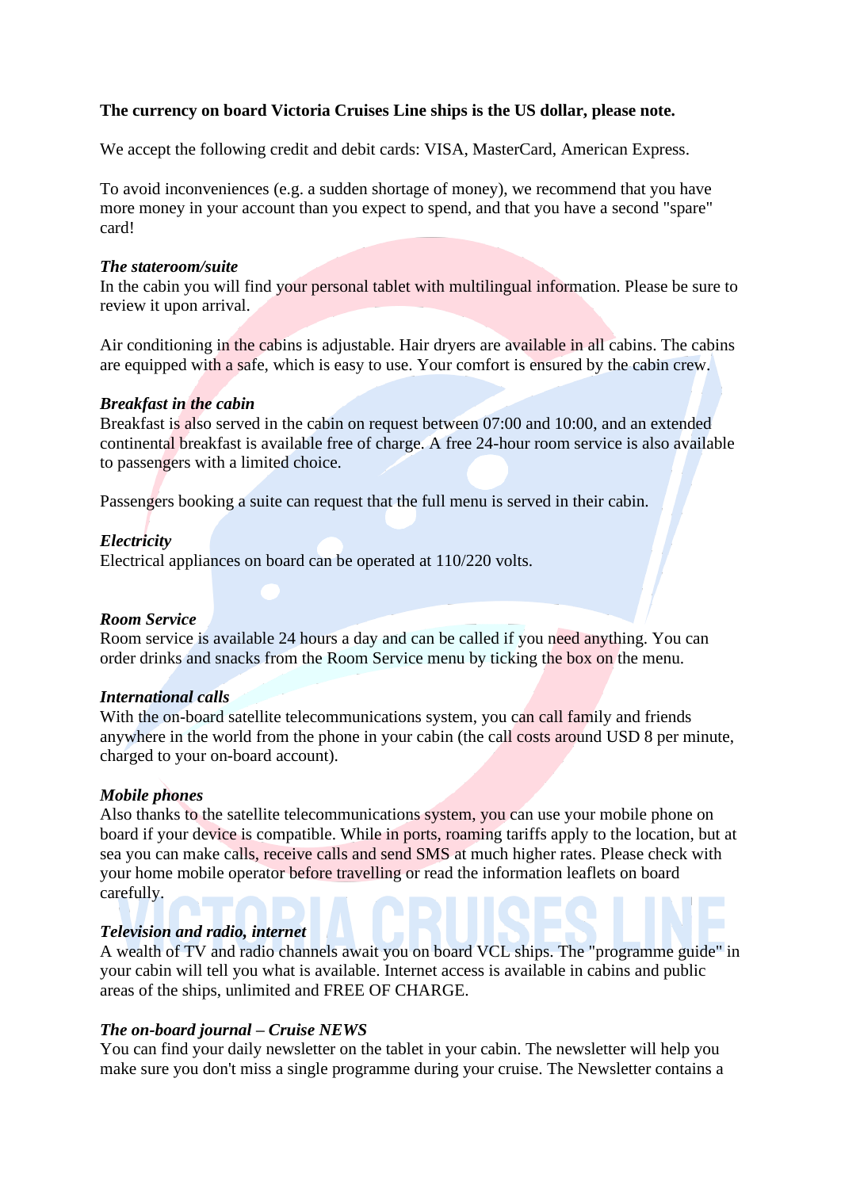**The currency on board Victoria Cruises Line ships is the US dollar, please note.**

We accept the following credit and debit cards: VISA, MasterCard, American Express.

To avoid inconveniences (e.g. a sudden shortage of money), we recommend that you have more money in your account than you expect to spend, and that you have a second "spare" card!

***The stateroom/suite***

In the cabin you will find your personal tablet with multilingual information. Please be sure to review it upon arrival.

Air conditioning in the cabins is adjustable. Hair dryers are available in all cabins. The cabins are equipped with a safe, which is easy to use. Your comfort is ensured by the cabin crew.

***Breakfast in the cabin***

Breakfast is also served in the cabin on request between 07:00 and 10:00, and an extended continental breakfast is available free of charge. A free 24-hour room service is also available to passengers with a limited choice.

Passengers booking a suite can request that the full menu is served in their cabin.

***Electricity***

Electrical appliances on board can be operated at 110/220 volts.

***Room Service***

Room service is available 24 hours a day and can be called if you need anything. You can order drinks and snacks from the Room Service menu by ticking the box on the menu.

***International calls***

With the on-board satellite telecommunications system, you can call family and friends anywhere in the world from the phone in your cabin (the call costs around USD 8 per minute, charged to your on-board account).

***Mobile phones***

Also thanks to the satellite telecommunications system, you can use your mobile phone on board if your device is compatible. While in ports, roaming tariffs apply to the location, but at sea you can make calls, receive calls and send SMS at much higher rates. Please check with your home mobile operator before travelling or read the information leaflets on board carefully.

***Television and radio, internet***

A wealth of TV and radio channels await you on board VCL ships. The "programme guide" in your cabin will tell you what is available. Internet access is available in cabins and public areas of the ships, unlimited and FREE OF CHARGE.

***The on-board journal – Cruise NEWS***

You can find your daily newsletter on the tablet in your cabin. The newsletter will help you make sure you don't miss a single programme during your cruise. The Newsletter contains a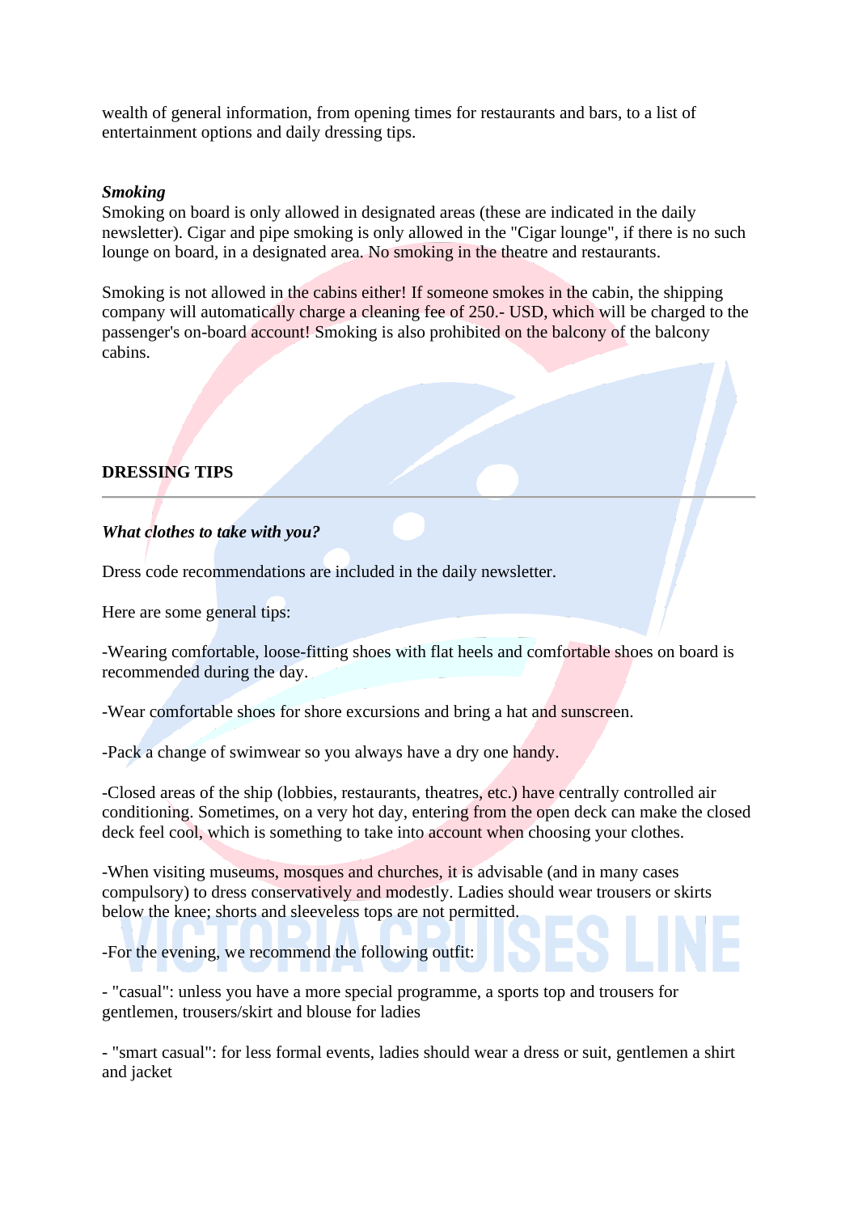wealth of general information, from opening times for restaurants and bars, to a list of entertainment options and daily dressing tips.

***Smoking***

Smoking on board is only allowed in designated areas (these are indicated in the daily newsletter). Cigar and pipe smoking is only allowed in the "Cigar lounge", if there is no such lounge on board, in a designated area. No smoking in the theatre and restaurants.

Smoking is not allowed in the cabins either! If someone smokes in the cabin, the shipping company will automatically charge a cleaning fee of 250.- USD, which will be charged to the passenger's on-board account! Smoking is also prohibited on the balcony of the balcony cabins.

## DRESSING TIPS

***What clothes to take with you?***

Dress code recommendations are included in the daily newsletter.

Here are some general tips:

-Wearing comfortable, loose-fitting shoes with flat heels and comfortable shoes on board is recommended during the day.

-Wear comfortable shoes for shore excursions and bring a hat and sunscreen.

-Pack a change of swimwear so you always have a dry one handy.

-Closed areas of the ship (lobbies, restaurants, theatres, etc.) have centrally controlled air conditioning. Sometimes, on a very hot day, entering from the open deck can make the closed deck feel cool, which is something to take into account when choosing your clothes.

-When visiting museums, mosques and churches, it is advisable (and in many cases compulsory) to dress conservatively and modestly. Ladies should wear trousers or skirts below the knee; shorts and sleeveless tops are not permitted.

-For the evening, we recommend the following outfit:

- "casual": unless you have a more special programme, a sports top and trousers for gentlemen, trousers/skirt and blouse for ladies

- "smart casual": for less formal events, ladies should wear a dress or suit, gentlemen a shirt and jacket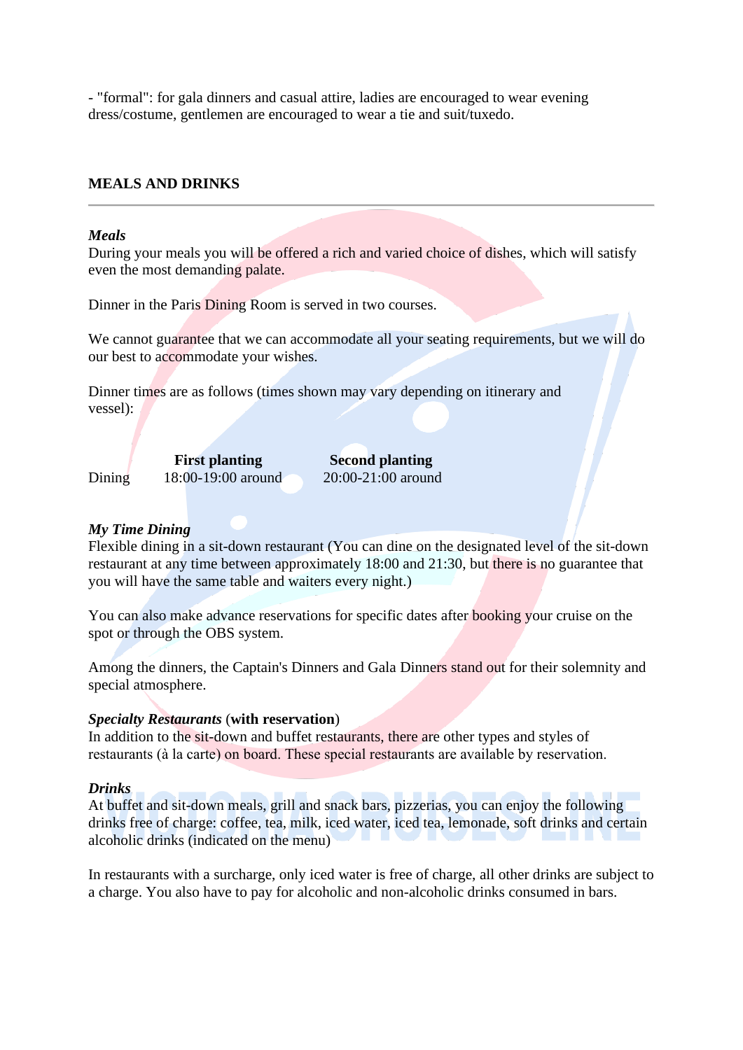- "formal": for gala dinners and casual attire, ladies are encouraged to wear evening dress/costume, gentlemen are encouraged to wear a tie and suit/tuxedo.

## MEALS AND DRINKS

---

***Meals***

During your meals you will be offered a rich and varied choice of dishes, which will satisfy even the most demanding palate.

Dinner in the Paris Dining Room is served in two courses.

We cannot guarantee that we can accommodate all your seating requirements, but we will do our best to accommodate your wishes.

Dinner times are as follows (times shown may vary depending on itinerary and vessel):

| | **First planting** | **Second planting** |
|---|---|---|
| Dining | 18:00-19:00 around | 20:00-21:00 around |

***My Time Dining***

Flexible dining in a sit-down restaurant (You can dine on the designated level of the sit-down restaurant at any time between approximately 18:00 and 21:30, but there is no guarantee that you will have the same table and waiters every night.)

You can also make advance reservations for specific dates after booking your cruise on the spot or through the OBS system.

Among the dinners, the Captain's Dinners and Gala Dinners stand out for their solemnity and special atmosphere.

***Specialty Restaurants*** (**with reservation**)

In addition to the sit-down and buffet restaurants, there are other types and styles of restaurants (à la carte) on board. These special restaurants are available by reservation.

***Drinks***

At buffet and sit-down meals, grill and snack bars, pizzerias, you can enjoy the following drinks free of charge: coffee, tea, milk, iced water, iced tea, lemonade, soft drinks and certain alcoholic drinks (indicated on the menu)

In restaurants with a surcharge, only iced water is free of charge, all other drinks are subject to a charge. You also have to pay for alcoholic and non-alcoholic drinks consumed in bars.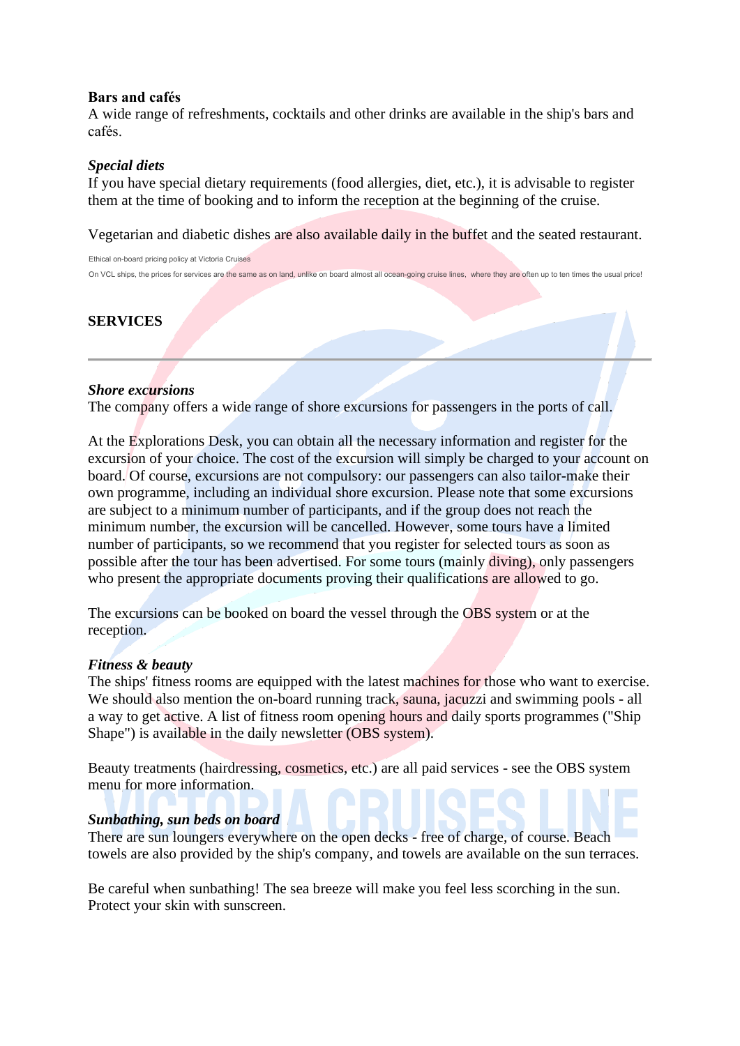**Bars and cafés**

A wide range of refreshments, cocktails and other drinks are available in the ship's bars and cafés.

***Special diets***

If you have special dietary requirements (food allergies, diet, etc.), it is advisable to register them at the time of booking and to inform the reception at the beginning of the cruise.

Vegetarian and diabetic dishes are also available daily in the buffet and the seated restaurant.

Ethical on-board pricing policy at Victoria Cruises

On VCL ships, the prices for services are the same as on land, unlike on board almost all ocean-going cruise lines, where they are often up to ten times the usual price!

**SERVICES**

---

***Shore excursions***

The company offers a wide range of shore excursions for passengers in the ports of call.

At the Explorations Desk, you can obtain all the necessary information and register for the excursion of your choice. The cost of the excursion will simply be charged to your account on board. Of course, excursions are not compulsory: our passengers can also tailor-make their own programme, including an individual shore excursion. Please note that some excursions are subject to a minimum number of participants, and if the group does not reach the minimum number, the excursion will be cancelled. However, some tours have a limited number of participants, so we recommend that you register for selected tours as soon as possible after the tour has been advertised. For some tours (mainly diving), only passengers who present the appropriate documents proving their qualifications are allowed to go.

The excursions can be booked on board the vessel through the OBS system or at the reception.

***Fitness & beauty***

The ships' fitness rooms are equipped with the latest machines for those who want to exercise. We should also mention the on-board running track, sauna, jacuzzi and swimming pools - all a way to get active. A list of fitness room opening hours and daily sports programmes ("Ship Shape") is available in the daily newsletter (OBS system).

Beauty treatments (hairdressing, cosmetics, etc.) are all paid services - see the OBS system menu for more information.

***Sunbathing, sun beds on board***

There are sun loungers everywhere on the open decks - free of charge, of course. Beach towels are also provided by the ship's company, and towels are available on the sun terraces.

Be careful when sunbathing! The sea breeze will make you feel less scorching in the sun. Protect your skin with sunscreen.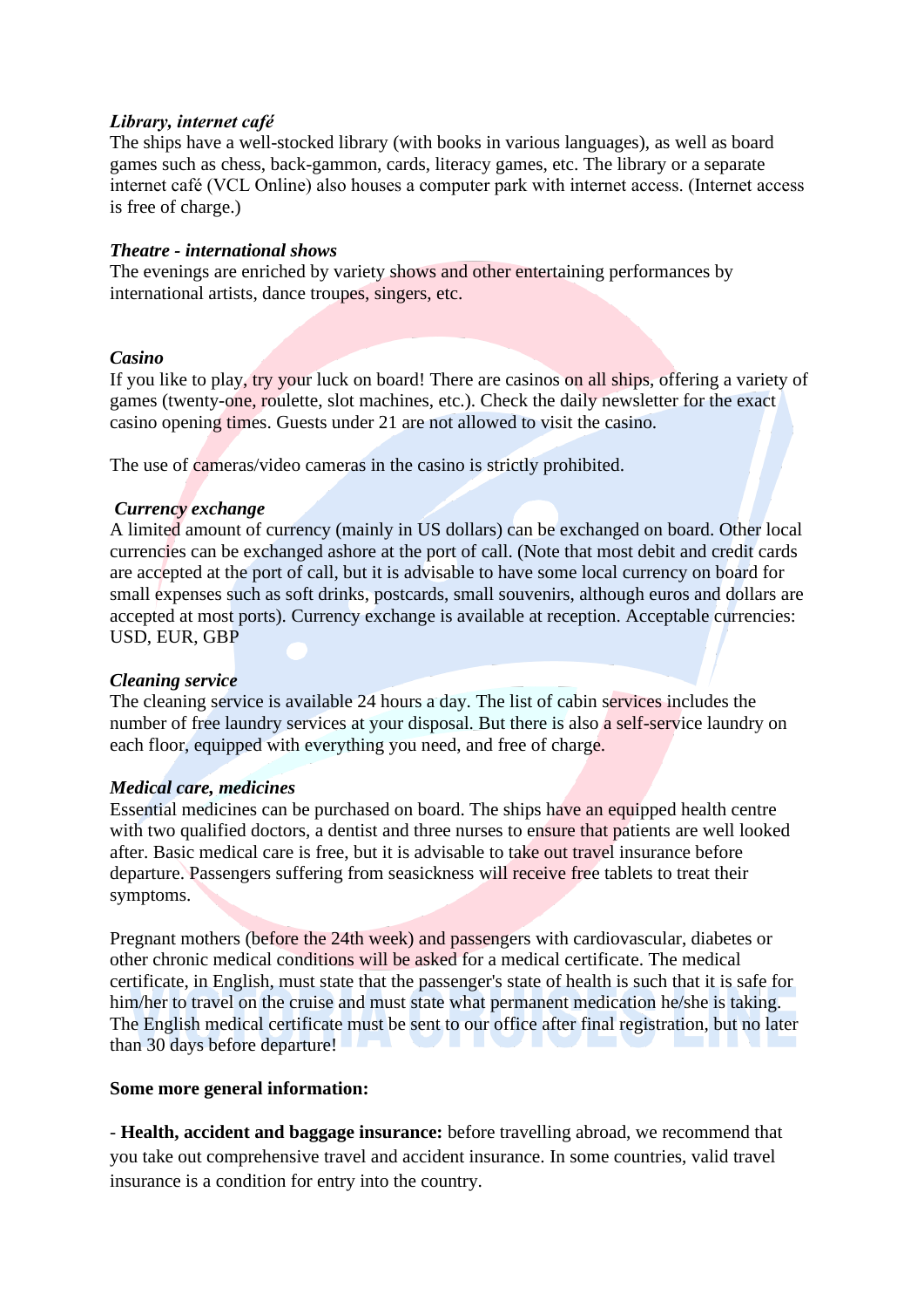***Library, internet café***

The ships have a well-stocked library (with books in various languages), as well as board games such as chess, back-gammon, cards, literacy games, etc. The library or a separate internet café (VCL Online) also houses a computer park with internet access. (Internet access is free of charge.)

***Theatre - international shows***

The evenings are enriched by variety shows and other entertaining performances by international artists, dance troupes, singers, etc.

***Casino***

If you like to play, try your luck on board! There are casinos on all ships, offering a variety of games (twenty-one, roulette, slot machines, etc.). Check the daily newsletter for the exact casino opening times. Guests under 21 are not allowed to visit the casino.

The use of cameras/video cameras in the casino is strictly prohibited.

***Currency exchange***

A limited amount of currency (mainly in US dollars) can be exchanged on board. Other local currencies can be exchanged ashore at the port of call. (Note that most debit and credit cards are accepted at the port of call, but it is advisable to have some local currency on board for small expenses such as soft drinks, postcards, small souvenirs, although euros and dollars are accepted at most ports). Currency exchange is available at reception. Acceptable currencies: USD, EUR, GBP

***Cleaning service***

The cleaning service is available 24 hours a day. The list of cabin services includes the number of free laundry services at your disposal. But there is also a self-service laundry on each floor, equipped with everything you need, and free of charge.

***Medical care, medicines***

Essential medicines can be purchased on board. The ships have an equipped health centre with two qualified doctors, a dentist and three nurses to ensure that patients are well looked after. Basic medical care is free, but it is advisable to take out travel insurance before departure. Passengers suffering from seasickness will receive free tablets to treat their symptoms.

Pregnant mothers (before the 24th week) and passengers with cardiovascular, diabetes or other chronic medical conditions will be asked for a medical certificate. The medical certificate, in English, must state that the passenger's state of health is such that it is safe for him/her to travel on the cruise and must state what permanent medication he/she is taking. The English medical certificate must be sent to our office after final registration, but no later than 30 days before departure!

**Some more general information:**

- **Health, accident and baggage insurance:** before travelling abroad, we recommend that you take out comprehensive travel and accident insurance. In some countries, valid travel insurance is a condition for entry into the country.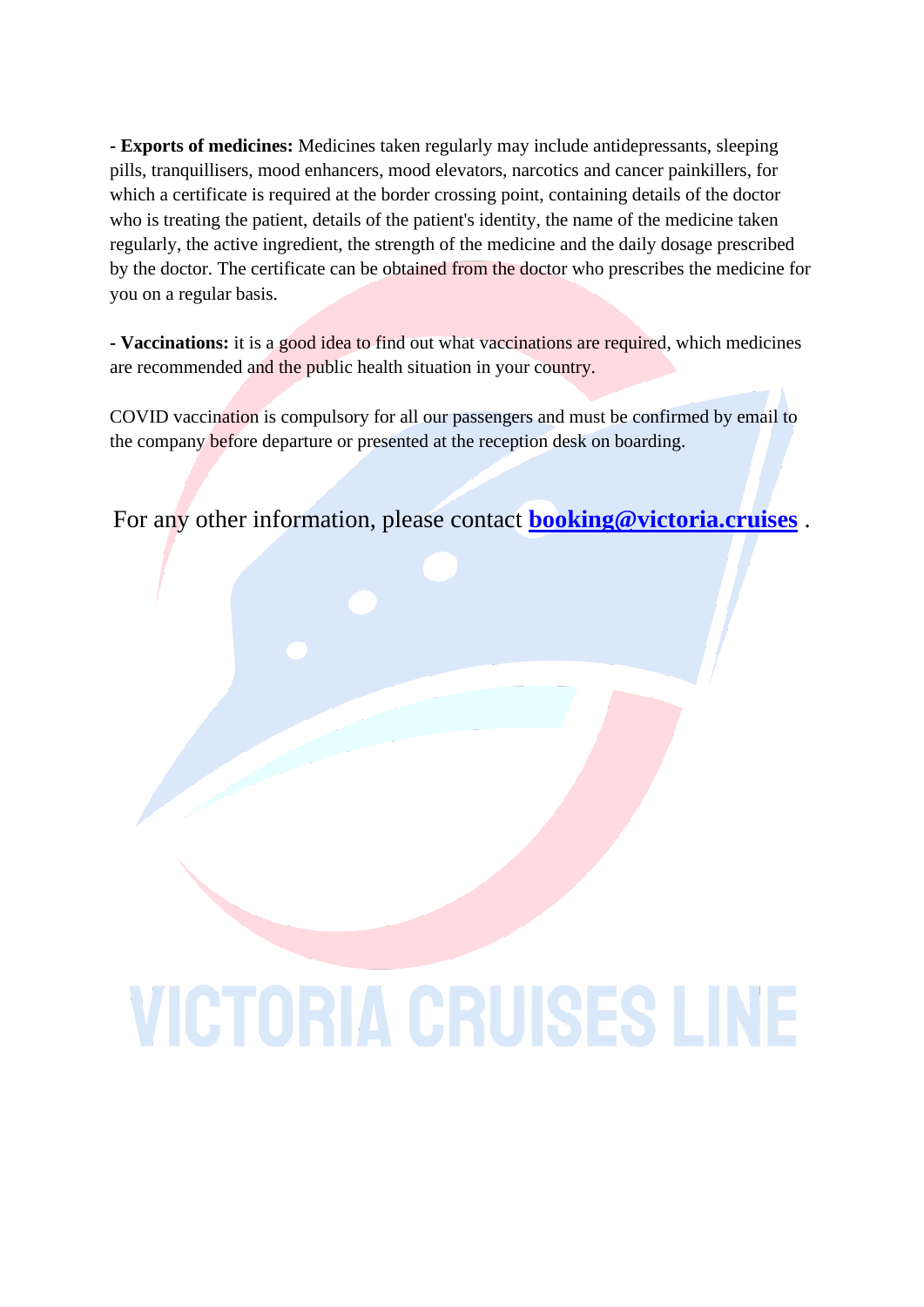**- Exports of medicines:** Medicines taken regularly may include antidepressants, sleeping pills, tranquillisers, mood enhancers, mood elevators, narcotics and cancer painkillers, for which a certificate is required at the border crossing point, containing details of the doctor who is treating the patient, details of the patient's identity, the name of the medicine taken regularly, the active ingredient, the strength of the medicine and the daily dosage prescribed by the doctor. The certificate can be obtained from the doctor who prescribes the medicine for you on a regular basis.

**- Vaccinations:** it is a good idea to find out what vaccinations are required, which medicines are recommended and the public health situation in your country.

COVID vaccination is compulsory for all our passengers and must be confirmed by email to the company before departure or presented at the reception desk on boarding.

For any other information, please contact **booking@victoria.cruises** .